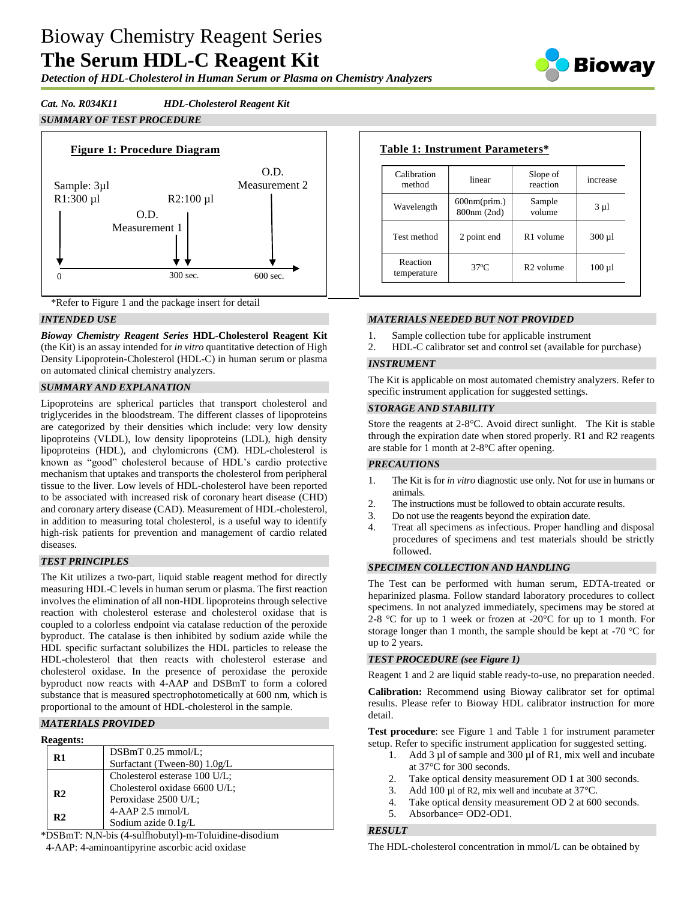# Bioway Chemistry Reagent Series
# The Serum HDL-C Reagent Kit

*Detection of HDL-Cholesterol in Human Serum or Plasma on Chemistry Analyzers*

*Cat. No. R034K11 HDL-Cholesterol Reagent Kit*

## SUMMARY OF TEST PROCEDURE

**Figure 1: Procedure Diagram**

Sample: 3µl
R1:300 µl (0)

O.D. Measurement 1, R2:100 µl (300 sec.)

O.D. Measurement 2 (600 sec.)

\*Refer to Figure 1 and the package insert for detail

**Table 1: Instrument Parameters\***

| Calibration method | linear | Slope of reaction | increase |
|---|---|---|---|
| Wavelength | 600nm(prim.) 800nm (2nd) | Sample volume | 3 µl |
| Test method | 2 point end | R1 volume | 300 µl |
| Reaction temperature | 37ºC | R2 volume | 100 µl |

## INTENDED USE

***Bioway Chemistry Reagent Series*** **HDL-Cholesterol Reagent Kit** (the Kit) is an assay intended for *in vitro* quantitative detection of High Density Lipoprotein-Cholesterol (HDL-C) in human serum or plasma on automated clinical chemistry analyzers.

## SUMMARY AND EXPLANATION

Lipoproteins are spherical particles that transport cholesterol and triglycerides in the bloodstream. The different classes of lipoproteins are categorized by their densities which include: very low density lipoproteins (VLDL), low density lipoproteins (LDL), high density lipoproteins (HDL), and chylomicrons (CM). HDL-cholesterol is known as "good" cholesterol because of HDL's cardio protective mechanism that uptakes and transports the cholesterol from peripheral tissue to the liver. Low levels of HDL-cholesterol have been reported to be associated with increased risk of coronary heart disease (CHD) and coronary artery disease (CAD). Measurement of HDL-cholesterol, in addition to measuring total cholesterol, is a useful way to identify high-risk patients for prevention and management of cardio related diseases.

## TEST PRINCIPLES

The Kit utilizes a two-part, liquid stable reagent method for directly measuring HDL-C levels in human serum or plasma. The first reaction involves the elimination of all non-HDL lipoproteins through selective reaction with cholesterol esterase and cholesterol oxidase that is coupled to a colorless endpoint via catalase reduction of the peroxide byproduct. The catalase is then inhibited by sodium azide while the HDL specific surfactant solubilizes the HDL particles to release the HDL-cholesterol that then reacts with cholesterol esterase and cholesterol oxidase. In the presence of peroxidase the peroxide byproduct now reacts with 4-AAP and DSBmT to form a colored substance that is measured spectrophotometically at 600 nm, which is proportional to the amount of HDL-cholesterol in the sample.

## MATERIALS PROVIDED

**Reagents:**

| | |
|---|---|
| **R1** | DSBmT 0.25 mmol/L; Surfactant (Tween-80) 1.0g/L |
| **R2** | Cholesterol esterase 100 U/L; Cholesterol oxidase 6600 U/L; Peroxidase 2500 U/L; |
| **R2** | 4-AAP 2.5 mmol/L Sodium azide 0.1g/L |

\*DSBmT: N,N-bis (4-sulfhobutyl)-m-Toluidine-disodium
4-AAP: 4-aminoantipyrine ascorbic acid oxidase

## MATERIALS NEEDED BUT NOT PROVIDED

1. Sample collection tube for applicable instrument
2. HDL-C calibrator set and control set (available for purchase)

## INSTRUMENT

The Kit is applicable on most automated chemistry analyzers. Refer to specific instrument application for suggested settings.

## STORAGE AND STABILITY

Store the reagents at 2-8°C. Avoid direct sunlight. The Kit is stable through the expiration date when stored properly. R1 and R2 reagents are stable for 1 month at 2-8°C after opening.

## PRECAUTIONS

1. The Kit is for *in vitro* diagnostic use only. Not for use in humans or animals.
2. The instructions must be followed to obtain accurate results.
3. Do not use the reagents beyond the expiration date.
4. Treat all specimens as infectious. Proper handling and disposal procedures of specimens and test materials should be strictly followed.

## SPECIMEN COLLECTION AND HANDLING

The Test can be performed with human serum, EDTA-treated or heparinized plasma. Follow standard laboratory procedures to collect specimens. In not analyzed immediately, specimens may be stored at 2-8 °C for up to 1 week or frozen at -20°C for up to 1 month. For storage longer than 1 month, the sample should be kept at -70 °C for up to 2 years.

## TEST PROCEDURE (see Figure 1)

Reagent 1 and 2 are liquid stable ready-to-use, no preparation needed.

**Calibration:** Recommend using Bioway calibrator set for optimal results. Please refer to Bioway HDL calibrator instruction for more detail.

**Test procedure**: see Figure 1 and Table 1 for instrument parameter setup. Refer to specific instrument application for suggested setting.

1. Add 3 µl of sample and 300 µl of R1, mix well and incubate at 37°C for 300 seconds.
2. Take optical density measurement OD 1 at 300 seconds.
3. Add 100 µl of R2, mix well and incubate at 37°C.
4. Take optical density measurement OD 2 at 600 seconds.
5. Absorbance= OD2-OD1.

## RESULT

The HDL-cholesterol concentration in mmol/L can be obtained by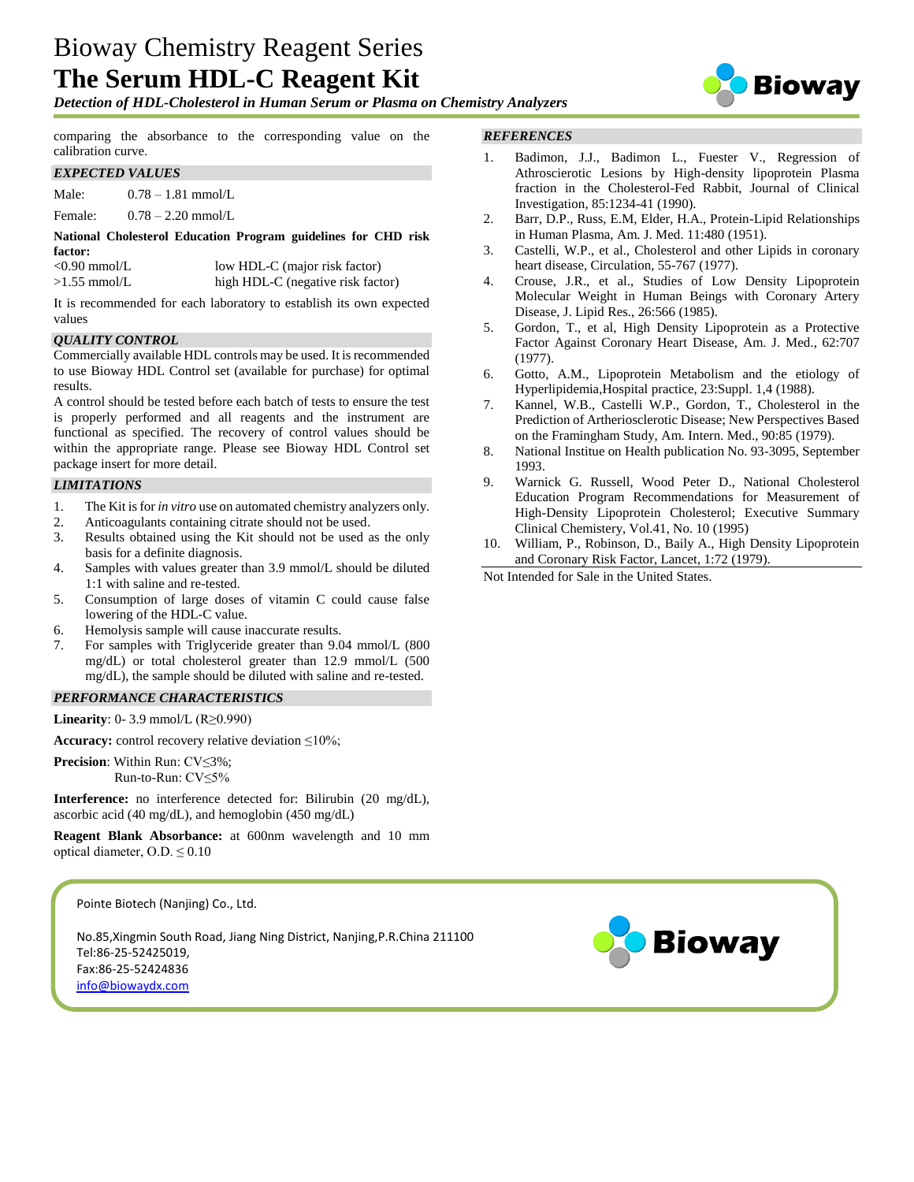comparing the absorbance to the corresponding value on the calibration curve.

## EXPECTED VALUES

Male: 0.78 – 1.81 mmol/L

Female: 0.78 – 2.20 mmol/L

**National Cholesterol Education Program guidelines for CHD risk factor:**

| | |
|---|---|
| <0.90 mmol/L | low HDL-C (major risk factor) |
| >1.55 mmol/L | high HDL-C (negative risk factor) |

It is recommended for each laboratory to establish its own expected values

## QUALITY CONTROL

Commercially available HDL controls may be used. It is recommended to use Bioway HDL Control set (available for purchase) for optimal results.

A control should be tested before each batch of tests to ensure the test is properly performed and all reagents and the instrument are functional as specified. The recovery of control values should be within the appropriate range. Please see Bioway HDL Control set package insert for more detail.

## LIMITATIONS

1. The Kit is for *in vitro* use on automated chemistry analyzers only.
2. Anticoagulants containing citrate should not be used.
3. Results obtained using the Kit should not be used as the only basis for a definite diagnosis.
4. Samples with values greater than 3.9 mmol/L should be diluted 1:1 with saline and re-tested.
5. Consumption of large doses of vitamin C could cause false lowering of the HDL-C value.
6. Hemolysis sample will cause inaccurate results.
7. For samples with Triglyceride greater than 9.04 mmol/L (800 mg/dL) or total cholesterol greater than 12.9 mmol/L (500 mg/dL), the sample should be diluted with saline and re-tested.

## PERFORMANCE CHARACTERISTICS

**Linearity**: 0- 3.9 mmol/L (R≥0.990)

**Accuracy:** control recovery relative deviation ≤10%;

**Precision**: Within Run: CV≤3%;
Run-to-Run: CV≤5%

**Interference:** no interference detected for: Bilirubin (20 mg/dL), ascorbic acid (40 mg/dL), and hemoglobin (450 mg/dL)

**Reagent Blank Absorbance:** at 600nm wavelength and 10 mm optical diameter, O.D. ≤ 0.10

## REFERENCES

1. Badimon, J.J., Badimon L., Fuester V., Regression of Athroscierotic Lesions by High-density lipoprotein Plasma fraction in the Cholesterol-Fed Rabbit, Journal of Clinical Investigation, 85:1234-41 (1990).
2. Barr, D.P., Russ, E.M, Elder, H.A., Protein-Lipid Relationships in Human Plasma, Am. J. Med. 11:480 (1951).
3. Castelli, W.P., et al., Cholesterol and other Lipids in coronary heart disease, Circulation, 55-767 (1977).
4. Crouse, J.R., et al., Studies of Low Density Lipoprotein Molecular Weight in Human Beings with Coronary Artery Disease, J. Lipid Res., 26:566 (1985).
5. Gordon, T., et al, High Density Lipoprotein as a Protective Factor Against Coronary Heart Disease, Am. J. Med., 62:707 (1977).
6. Gotto, A.M., Lipoprotein Metabolism and the etiology of Hyperlipidemia,Hospital practice, 23:Suppl. 1,4 (1988).
7. Kannel, W.B., Castelli W.P., Gordon, T., Cholesterol in the Prediction of Artheriosclerotic Disease; New Perspectives Based on the Framingham Study, Am. Intern. Med., 90:85 (1979).
8. National Institue on Health publication No. 93-3095, September 1993.
9. Warnick G. Russell, Wood Peter D., National Cholesterol Education Program Recommendations for Measurement of High-Density Lipoprotein Cholesterol; Executive Summary Clinical Chemistry, Vol.41, No. 10 (1995)
10. William, P., Robinson, D., Baily A., High Density Lipoprotein and Coronary Risk Factor, Lancet, 1:72 (1979).

Not Intended for Sale in the United States.

Pointe Biotech (Nanjing) Co., Ltd.

No.85,Xingmin South Road, Jiang Ning District, Nanjing,P.R.China 211100
Tel:86-25-52425019,
Fax:86-25-52424836
info@biowaydx.com